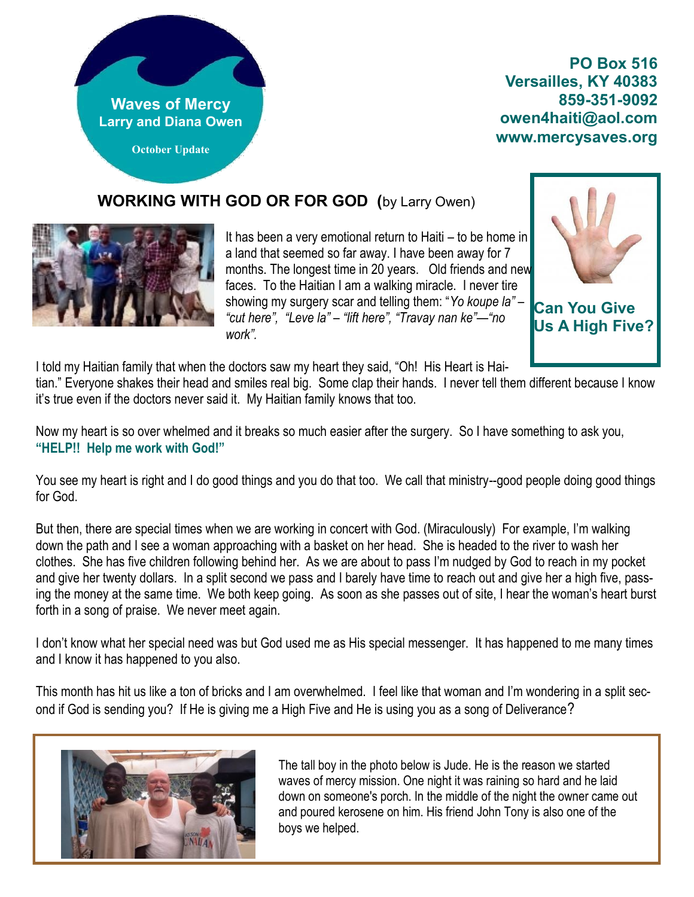**Waves of Mercy**
**Larry and Diana Owen**

**October Update**

**PO Box 516**
**Versailles, KY 40383**
**859-351-9092**
**owen4haiti@aol.com**
**www.mercysaves.org**

## WORKING WITH GOD OR FOR GOD (by Larry Owen)

**Can You Give Us A High Five?**

It has been a very emotional return to Haiti – to be home in a land that seemed so far away. I have been away for 7 months. The longest time in 20 years. Old friends and new faces. To the Haitian I am a walking miracle. I never tire showing my surgery scar and telling them: "*Yo koupe la" – "cut here", "Leve la" – "lift here", "Travay nan ke"—"no work".*

I told my Haitian family that when the doctors saw my heart they said, "Oh! His Heart is Haitian." Everyone shakes their head and smiles real big. Some clap their hands. I never tell them different because I know it's true even if the doctors never said it. My Haitian family knows that too.

Now my heart is so over whelmed and it breaks so much easier after the surgery. So I have something to ask you, **"HELP!! Help me work with God!"**

You see my heart is right and I do good things and you do that too. We call that ministry--good people doing good things for God.

But then, there are special times when we are working in concert with God. (Miraculously) For example, I'm walking down the path and I see a woman approaching with a basket on her head. She is headed to the river to wash her clothes. She has five children following behind her. As we are about to pass I'm nudged by God to reach in my pocket and give her twenty dollars. In a split second we pass and I barely have time to reach out and give her a high five, passing the money at the same time. We both keep going. As soon as she passes out of site, I hear the woman's heart burst forth in a song of praise. We never meet again.

I don't know what her special need was but God used me as His special messenger. It has happened to me many times and I know it has happened to you also.

This month has hit us like a ton of bricks and I am overwhelmed. I feel like that woman and I'm wondering in a split second if God is sending you? If He is giving me a High Five and He is using you as a song of Deliverance?

The tall boy in the photo below is Jude. He is the reason we started waves of mercy mission. One night it was raining so hard and he laid down on someone's porch. In the middle of the night the owner came out and poured kerosene on him. His friend John Tony is also one of the boys we helped.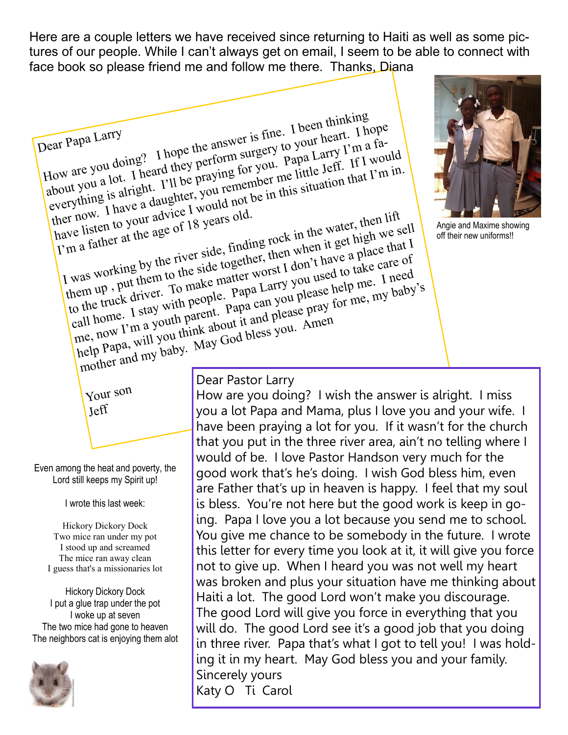Here are a couple letters we have received since returning to Haiti as well as some pictures of our people. While I can't always get on email, I seem to be able to connect with face book so please friend me and follow me there. Thanks, Diana

Dear Papa Larry

How are you doing? I hope the answer is fine. I been thinking about you a lot. I heard they perform surgery to your heart. I hope everything is alright. I'll be praying for you. Papa Larry I'm a father now. I have a daughter, you remember me little Jeff. If I would have listen to your advice I would not be in this situation that I'm in. I'm a father at the age of 18 years old.

I was working by the river side, finding rock in the water, then lift them up , put them to the side together, then when it get high we sell to the truck driver. To make matter worst I don't have a place that I call home. I stay with people. Papa Larry you used to take care of me, now I'm a youth parent. Papa can you please help me. I need help Papa, will you think about it and please pray for me, my baby's mother and my baby. May God bless you. Amen

Your son
Jeff

Angie and Maxime showing off their new uniforms!!

Dear Pastor Larry
How are you doing? I wish the answer is alright. I miss you a lot Papa and Mama, plus I love you and your wife. I have been praying a lot for you. If it wasn't for the church that you put in the three river area, ain't no telling where I would of be. I love Pastor Handson very much for the good work that's he's doing. I wish God bless him, even are Father that's up in heaven is happy. I feel that my soul is bless. You're not here but the good work is keep in going. Papa I love you a lot because you send me to school. You give me chance to be somebody in the future. I wrote this letter for every time you look at it, it will give you force not to give up. When I heard you was not well my heart was broken and plus your situation have me thinking about Haiti a lot. The good Lord won't make you discourage. The good Lord will give you force in everything that you will do. The good Lord see it's a good job that you doing in three river. Papa that's what I got to tell you! I was holding it in my heart. May God bless you and your family.
Sincerely yours
Katy O Ti Carol

Even among the heat and poverty, the Lord still keeps my Spirit up!

I wrote this last week:

Hickory Dickory Dock
Two mice ran under my pot
I stood up and screamed
The mice ran away clean
I guess that's a missionaries lot

Hickory Dickory Dock
I put a glue trap under the pot
I woke up at seven
The two mice had gone to heaven
The neighbors cat is enjoying them alot